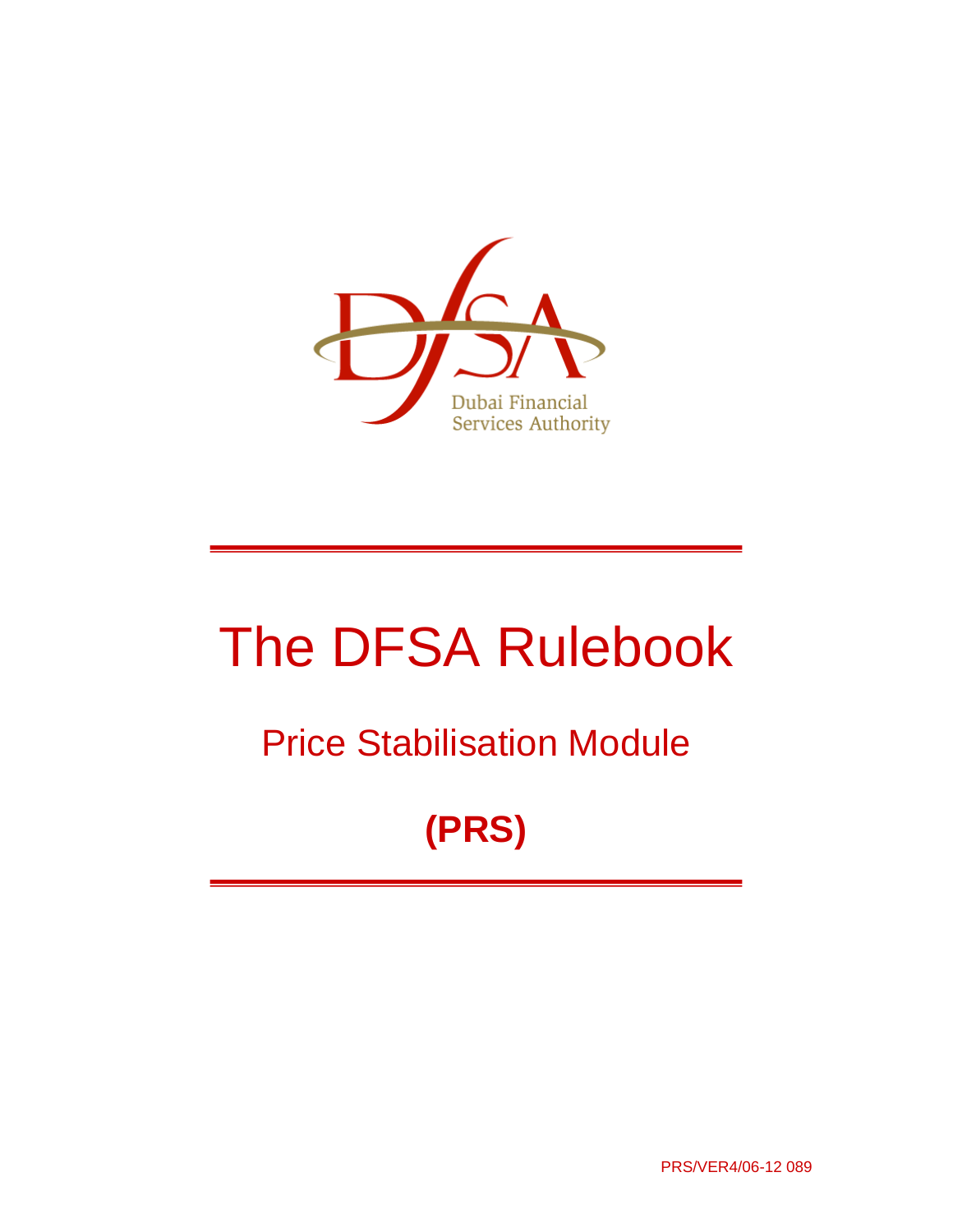Dubai Financial Services Authority

# The DFSA Rulebook

## Price Stabilisation Module

## (PRS)

PRS/VER4/06-12 089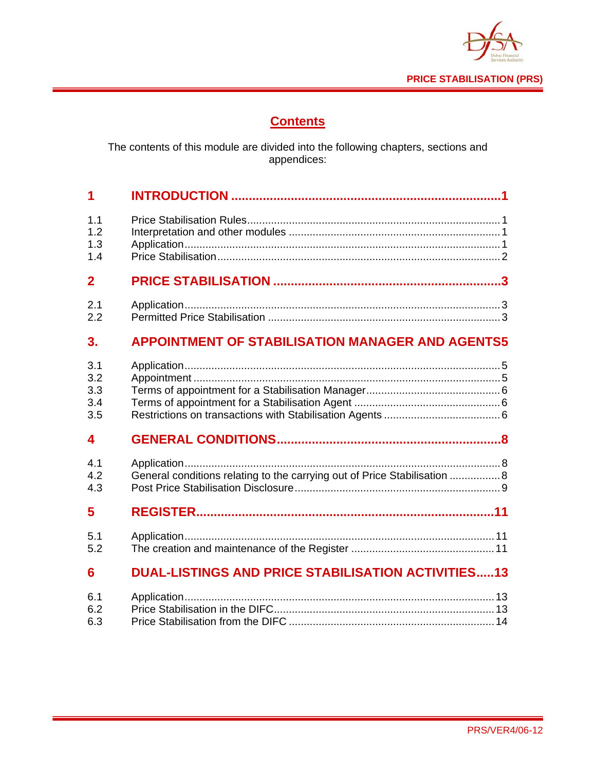# Contents

The contents of this module are divided into the following chapters, sections and appendices:

| | | |
|---|---|---|
| **1** | **INTRODUCTION** | **1** |
| 1.1 | Price Stabilisation Rules | 1 |
| 1.2 | Interpretation and other modules | 1 |
| 1.3 | Application | 1 |
| 1.4 | Price Stabilisation | 2 |
| **2** | **PRICE STABILISATION** | **3** |
| 2.1 | Application | 3 |
| 2.2 | Permitted Price Stabilisation | 3 |
| **3.** | **APPOINTMENT OF STABILISATION MANAGER AND AGENTS** | **5** |
| 3.1 | Application | 5 |
| 3.2 | Appointment | 5 |
| 3.3 | Terms of appointment for a Stabilisation Manager | 6 |
| 3.4 | Terms of appointment for a Stabilisation Agent | 6 |
| 3.5 | Restrictions on transactions with Stabilisation Agents | 6 |
| **4** | **GENERAL CONDITIONS** | **8** |
| 4.1 | Application | 8 |
| 4.2 | General conditions relating to the carrying out of Price Stabilisation | 8 |
| 4.3 | Post Price Stabilisation Disclosure | 9 |
| **5** | **REGISTER** | **11** |
| 5.1 | Application | 11 |
| 5.2 | The creation and maintenance of the Register | 11 |
| **6** | **DUAL-LISTINGS AND PRICE STABILISATION ACTIVITIES** | **13** |
| 6.1 | Application | 13 |
| 6.2 | Price Stabilisation in the DIFC | 13 |
| 6.3 | Price Stabilisation from the DIFC | 14 |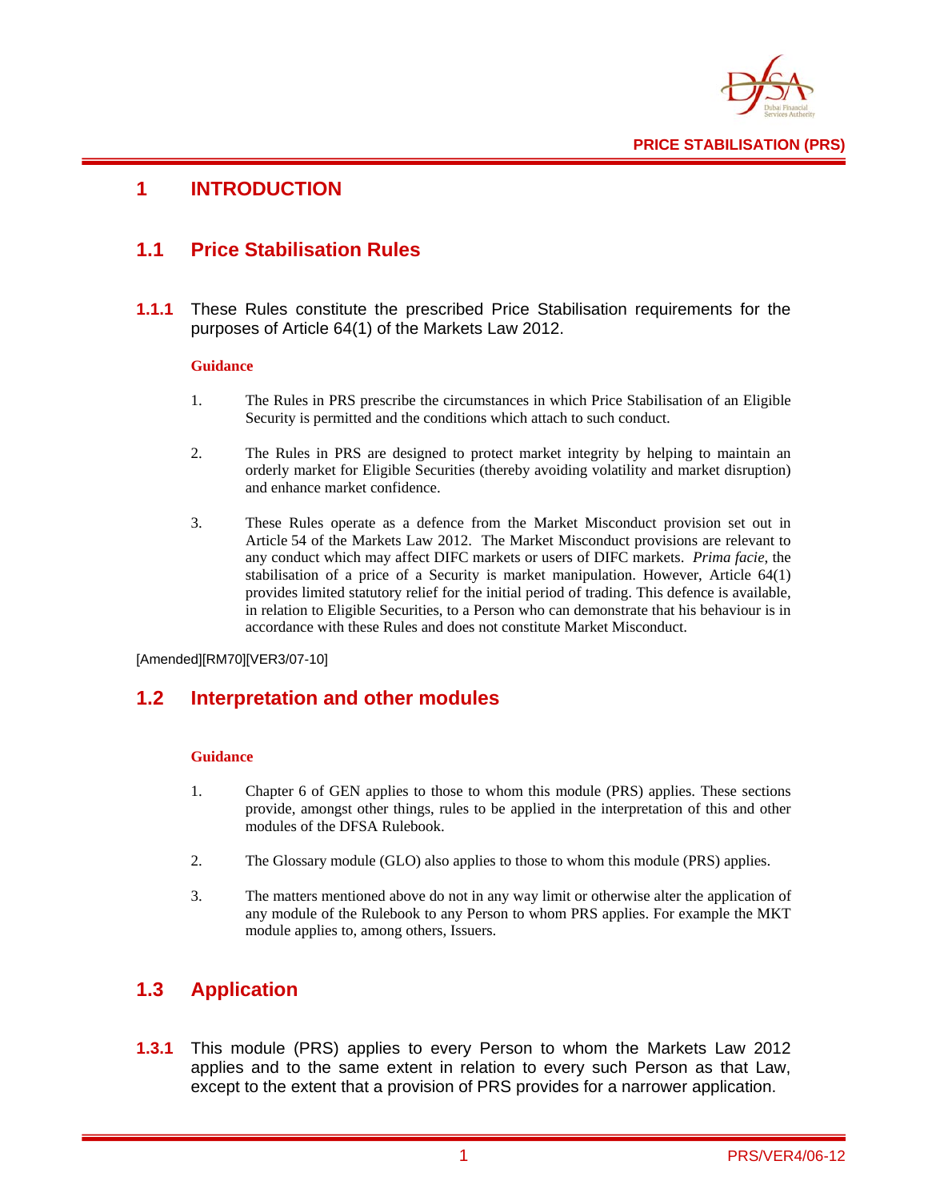# 1 INTRODUCTION

## 1.1 Price Stabilisation Rules

**1.1.1** These Rules constitute the prescribed Price Stabilisation requirements for the purposes of Article 64(1) of the Markets Law 2012.

**Guidance**

1. The Rules in PRS prescribe the circumstances in which Price Stabilisation of an Eligible Security is permitted and the conditions which attach to such conduct.

2. The Rules in PRS are designed to protect market integrity by helping to maintain an orderly market for Eligible Securities (thereby avoiding volatility and market disruption) and enhance market confidence.

3. These Rules operate as a defence from the Market Misconduct provision set out in Article 54 of the Markets Law 2012. The Market Misconduct provisions are relevant to any conduct which may affect DIFC markets or users of DIFC markets. *Prima facie*, the stabilisation of a price of a Security is market manipulation. However, Article 64(1) provides limited statutory relief for the initial period of trading. This defence is available, in relation to Eligible Securities, to a Person who can demonstrate that his behaviour is in accordance with these Rules and does not constitute Market Misconduct.

[Amended][RM70][VER3/07-10]

## 1.2 Interpretation and other modules

**Guidance**

1. Chapter 6 of GEN applies to those to whom this module (PRS) applies. These sections provide, amongst other things, rules to be applied in the interpretation of this and other modules of the DFSA Rulebook.

2. The Glossary module (GLO) also applies to those to whom this module (PRS) applies.

3. The matters mentioned above do not in any way limit or otherwise alter the application of any module of the Rulebook to any Person to whom PRS applies. For example the MKT module applies to, among others, Issuers.

## 1.3 Application

**1.3.1** This module (PRS) applies to every Person to whom the Markets Law 2012 applies and to the same extent in relation to every such Person as that Law, except to the extent that a provision of PRS provides for a narrower application.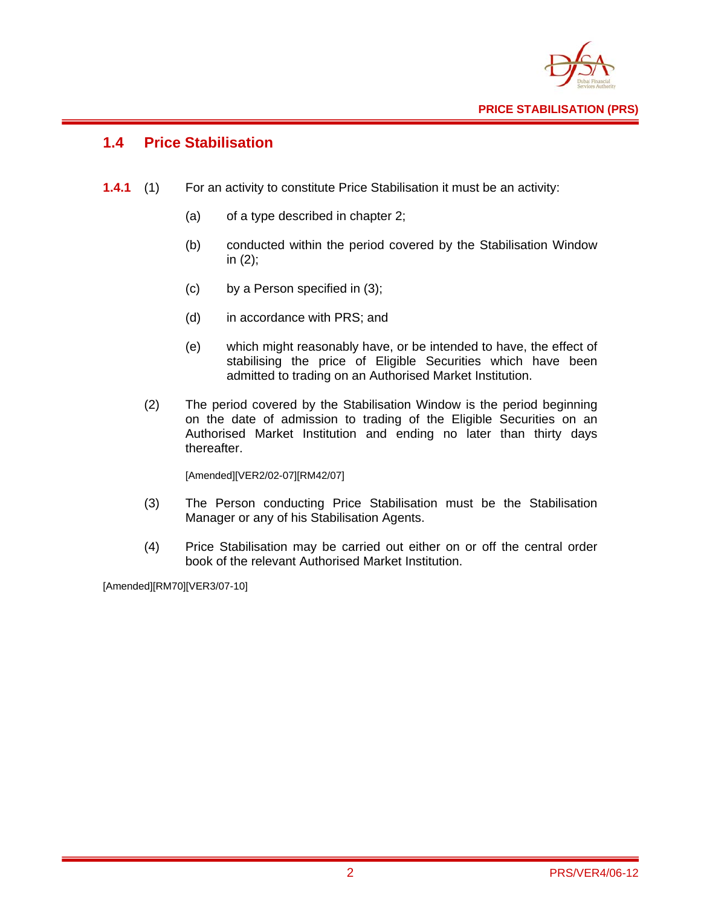## 1.4 Price Stabilisation

**1.4.1** (1) For an activity to constitute Price Stabilisation it must be an activity:

(a) of a type described in chapter 2;

(b) conducted within the period covered by the Stabilisation Window in (2);

(c) by a Person specified in (3);

(d) in accordance with PRS; and

(e) which might reasonably have, or be intended to have, the effect of stabilising the price of Eligible Securities which have been admitted to trading on an Authorised Market Institution.

(2) The period covered by the Stabilisation Window is the period beginning on the date of admission to trading of the Eligible Securities on an Authorised Market Institution and ending no later than thirty days thereafter.

[Amended][VER2/02-07][RM42/07]

(3) The Person conducting Price Stabilisation must be the Stabilisation Manager or any of his Stabilisation Agents.

(4) Price Stabilisation may be carried out either on or off the central order book of the relevant Authorised Market Institution.

[Amended][RM70][VER3/07-10]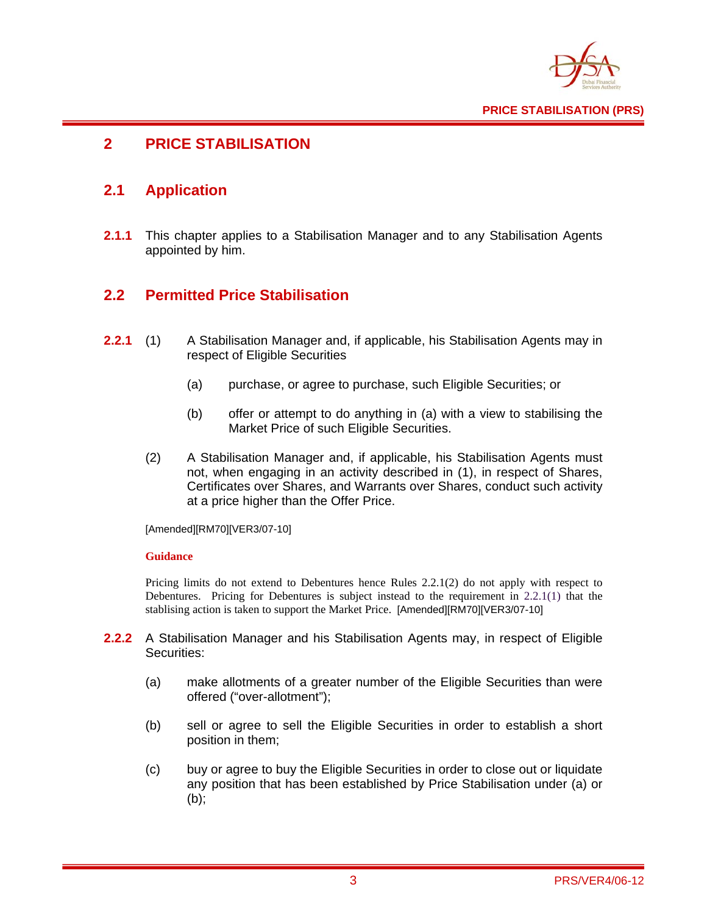# 2 PRICE STABILISATION

## 2.1 Application

**2.1.1** This chapter applies to a Stabilisation Manager and to any Stabilisation Agents appointed by him.

## 2.2 Permitted Price Stabilisation

**2.2.1** (1) A Stabilisation Manager and, if applicable, his Stabilisation Agents may in respect of Eligible Securities

(a) purchase, or agree to purchase, such Eligible Securities; or

(b) offer or attempt to do anything in (a) with a view to stabilising the Market Price of such Eligible Securities.

(2) A Stabilisation Manager and, if applicable, his Stabilisation Agents must not, when engaging in an activity described in (1), in respect of Shares, Certificates over Shares, and Warrants over Shares, conduct such activity at a price higher than the Offer Price.

[Amended][RM70][VER3/07-10]

**Guidance**

Pricing limits do not extend to Debentures hence Rules 2.2.1(2) do not apply with respect to Debentures. Pricing for Debentures is subject instead to the requirement in 2.2.1(1) that the stablising action is taken to support the Market Price. [Amended][RM70][VER3/07-10]

**2.2.2** A Stabilisation Manager and his Stabilisation Agents may, in respect of Eligible Securities:

(a) make allotments of a greater number of the Eligible Securities than were offered ("over-allotment");

(b) sell or agree to sell the Eligible Securities in order to establish a short position in them;

(c) buy or agree to buy the Eligible Securities in order to close out or liquidate any position that has been established by Price Stabilisation under (a) or (b);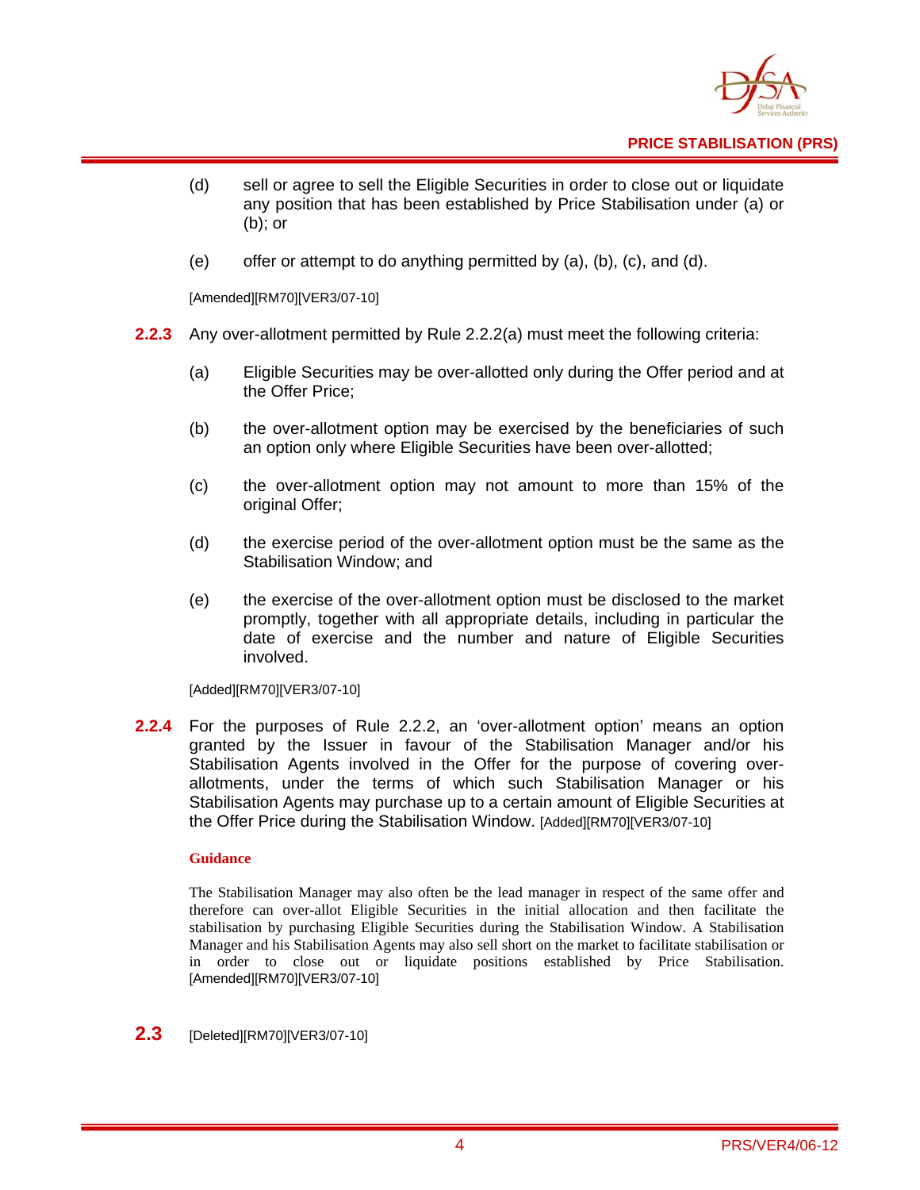(d) sell or agree to sell the Eligible Securities in order to close out or liquidate any position that has been established by Price Stabilisation under (a) or (b); or

(e) offer or attempt to do anything permitted by (a), (b), (c), and (d).

[Amended][RM70][VER3/07-10]

**2.2.3** Any over-allotment permitted by Rule 2.2.2(a) must meet the following criteria:

(a) Eligible Securities may be over-allotted only during the Offer period and at the Offer Price;

(b) the over-allotment option may be exercised by the beneficiaries of such an option only where Eligible Securities have been over-allotted;

(c) the over-allotment option may not amount to more than 15% of the original Offer;

(d) the exercise period of the over-allotment option must be the same as the Stabilisation Window; and

(e) the exercise of the over-allotment option must be disclosed to the market promptly, together with all appropriate details, including in particular the date of exercise and the number and nature of Eligible Securities involved.

[Added][RM70][VER3/07-10]

**2.2.4** For the purposes of Rule 2.2.2, an 'over-allotment option' means an option granted by the Issuer in favour of the Stabilisation Manager and/or his Stabilisation Agents involved in the Offer for the purpose of covering over-allotments, under the terms of which such Stabilisation Manager or his Stabilisation Agents may purchase up to a certain amount of Eligible Securities at the Offer Price during the Stabilisation Window. [Added][RM70][VER3/07-10]

**Guidance**

The Stabilisation Manager may also often be the lead manager in respect of the same offer and therefore can over-allot Eligible Securities in the initial allocation and then facilitate the stabilisation by purchasing Eligible Securities during the Stabilisation Window. A Stabilisation Manager and his Stabilisation Agents may also sell short on the market to facilitate stabilisation or in order to close out or liquidate positions established by Price Stabilisation. [Amended][RM70][VER3/07-10]

## 2.3 [Deleted][RM70][VER3/07-10]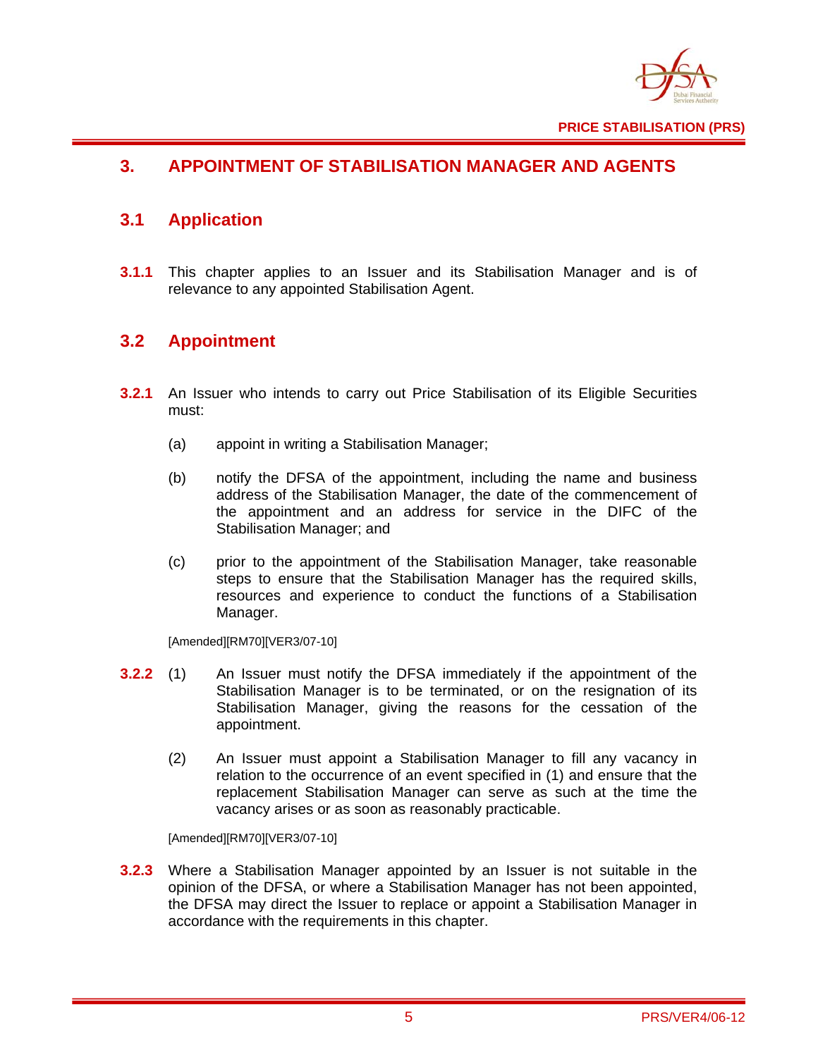# 3. APPOINTMENT OF STABILISATION MANAGER AND AGENTS

## 3.1 Application

**3.1.1** This chapter applies to an Issuer and its Stabilisation Manager and is of relevance to any appointed Stabilisation Agent.

## 3.2 Appointment

**3.2.1** An Issuer who intends to carry out Price Stabilisation of its Eligible Securities must:

(a) appoint in writing a Stabilisation Manager;

(b) notify the DFSA of the appointment, including the name and business address of the Stabilisation Manager, the date of the commencement of the appointment and an address for service in the DIFC of the Stabilisation Manager; and

(c) prior to the appointment of the Stabilisation Manager, take reasonable steps to ensure that the Stabilisation Manager has the required skills, resources and experience to conduct the functions of a Stabilisation Manager.

[Amended][RM70][VER3/07-10]

**3.2.2** (1) An Issuer must notify the DFSA immediately if the appointment of the Stabilisation Manager is to be terminated, or on the resignation of its Stabilisation Manager, giving the reasons for the cessation of the appointment.

(2) An Issuer must appoint a Stabilisation Manager to fill any vacancy in relation to the occurrence of an event specified in (1) and ensure that the replacement Stabilisation Manager can serve as such at the time the vacancy arises or as soon as reasonably practicable.

[Amended][RM70][VER3/07-10]

**3.2.3** Where a Stabilisation Manager appointed by an Issuer is not suitable in the opinion of the DFSA, or where a Stabilisation Manager has not been appointed, the DFSA may direct the Issuer to replace or appoint a Stabilisation Manager in accordance with the requirements in this chapter.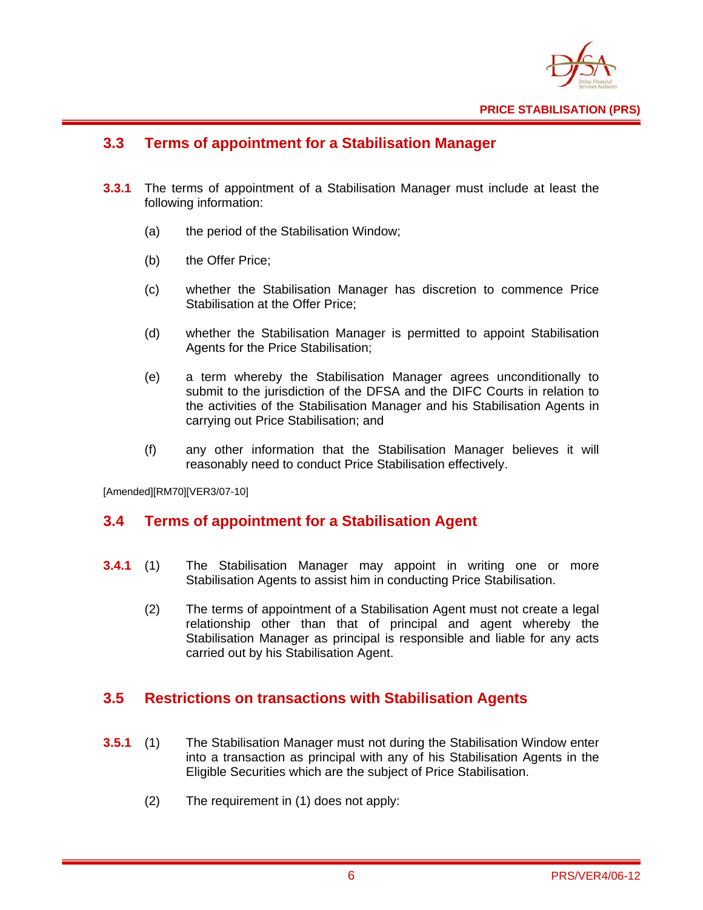## 3.3 Terms of appointment for a Stabilisation Manager

**3.3.1** The terms of appointment of a Stabilisation Manager must include at least the following information:

(a) the period of the Stabilisation Window;

(b) the Offer Price;

(c) whether the Stabilisation Manager has discretion to commence Price Stabilisation at the Offer Price;

(d) whether the Stabilisation Manager is permitted to appoint Stabilisation Agents for the Price Stabilisation;

(e) a term whereby the Stabilisation Manager agrees unconditionally to submit to the jurisdiction of the DFSA and the DIFC Courts in relation to the activities of the Stabilisation Manager and his Stabilisation Agents in carrying out Price Stabilisation; and

(f) any other information that the Stabilisation Manager believes it will reasonably need to conduct Price Stabilisation effectively.

[Amended][RM70][VER3/07-10]

## 3.4 Terms of appointment for a Stabilisation Agent

**3.4.1** (1) The Stabilisation Manager may appoint in writing one or more Stabilisation Agents to assist him in conducting Price Stabilisation.

(2) The terms of appointment of a Stabilisation Agent must not create a legal relationship other than that of principal and agent whereby the Stabilisation Manager as principal is responsible and liable for any acts carried out by his Stabilisation Agent.

## 3.5 Restrictions on transactions with Stabilisation Agents

**3.5.1** (1) The Stabilisation Manager must not during the Stabilisation Window enter into a transaction as principal with any of his Stabilisation Agents in the Eligible Securities which are the subject of Price Stabilisation.

(2) The requirement in (1) does not apply: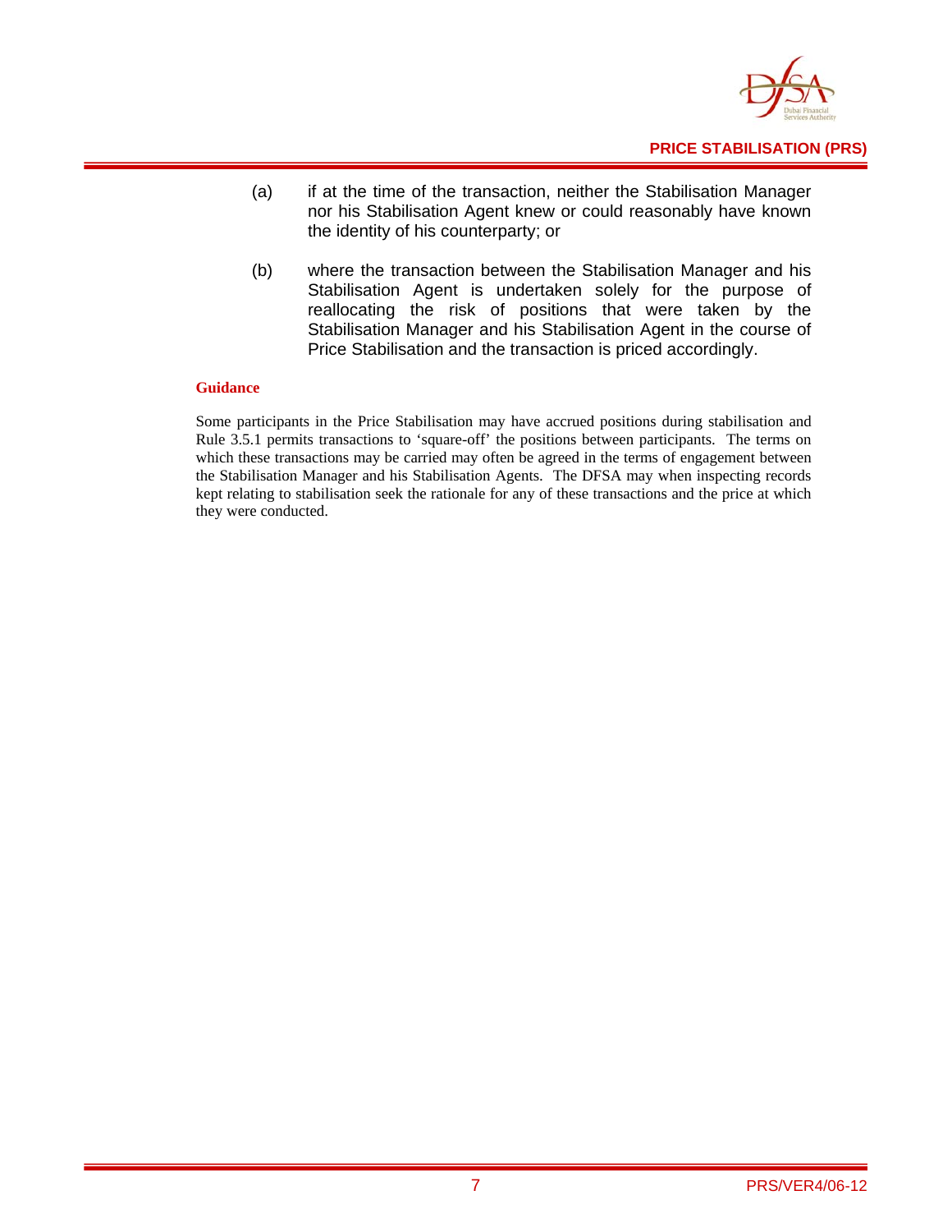(a) if at the time of the transaction, neither the Stabilisation Manager nor his Stabilisation Agent knew or could reasonably have known the identity of his counterparty; or

(b) where the transaction between the Stabilisation Manager and his Stabilisation Agent is undertaken solely for the purpose of reallocating the risk of positions that were taken by the Stabilisation Manager and his Stabilisation Agent in the course of Price Stabilisation and the transaction is priced accordingly.

**Guidance**

Some participants in the Price Stabilisation may have accrued positions during stabilisation and Rule 3.5.1 permits transactions to 'square-off' the positions between participants. The terms on which these transactions may be carried may often be agreed in the terms of engagement between the Stabilisation Manager and his Stabilisation Agents. The DFSA may when inspecting records kept relating to stabilisation seek the rationale for any of these transactions and the price at which they were conducted.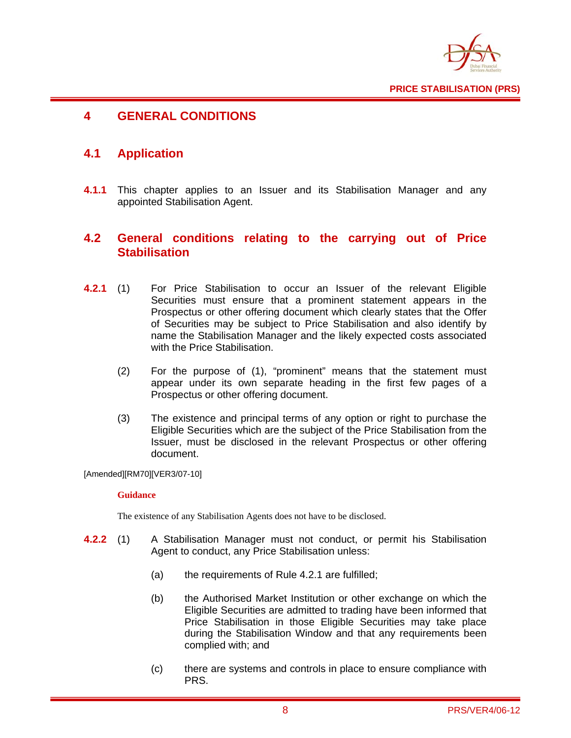# 4 GENERAL CONDITIONS

## 4.1 Application

**4.1.1** This chapter applies to an Issuer and its Stabilisation Manager and any appointed Stabilisation Agent.

## 4.2 General conditions relating to the carrying out of Price Stabilisation

**4.2.1** (1) For Price Stabilisation to occur an Issuer of the relevant Eligible Securities must ensure that a prominent statement appears in the Prospectus or other offering document which clearly states that the Offer of Securities may be subject to Price Stabilisation and also identify by name the Stabilisation Manager and the likely expected costs associated with the Price Stabilisation.

(2) For the purpose of (1), "prominent" means that the statement must appear under its own separate heading in the first few pages of a Prospectus or other offering document.

(3) The existence and principal terms of any option or right to purchase the Eligible Securities which are the subject of the Price Stabilisation from the Issuer, must be disclosed in the relevant Prospectus or other offering document.

[Amended][RM70][VER3/07-10]

**Guidance**

The existence of any Stabilisation Agents does not have to be disclosed.

**4.2.2** (1) A Stabilisation Manager must not conduct, or permit his Stabilisation Agent to conduct, any Price Stabilisation unless:

(a) the requirements of Rule 4.2.1 are fulfilled;

(b) the Authorised Market Institution or other exchange on which the Eligible Securities are admitted to trading have been informed that Price Stabilisation in those Eligible Securities may take place during the Stabilisation Window and that any requirements been complied with; and

(c) there are systems and controls in place to ensure compliance with PRS.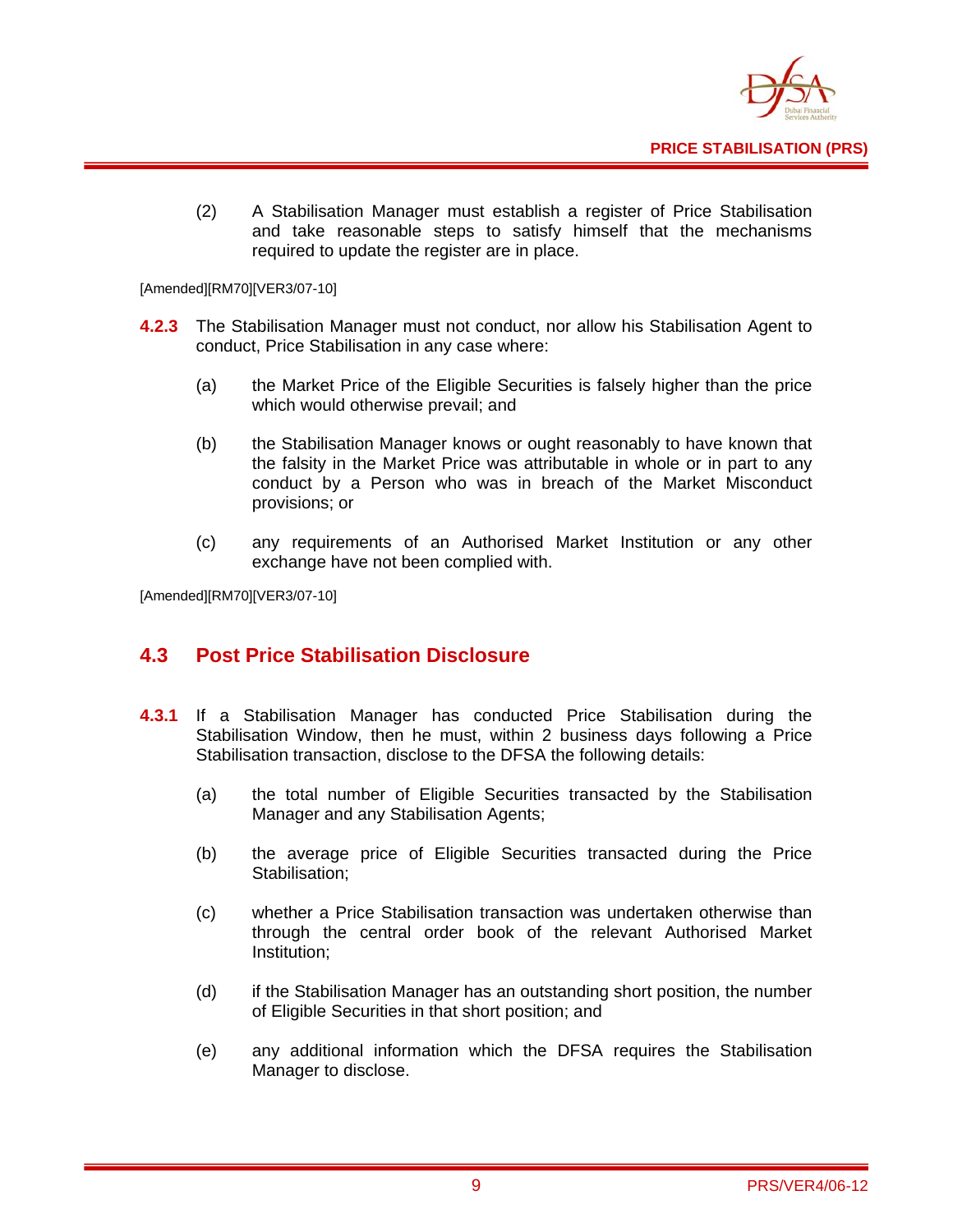(2) A Stabilisation Manager must establish a register of Price Stabilisation and take reasonable steps to satisfy himself that the mechanisms required to update the register are in place.

[Amended][RM70][VER3/07-10]

**4.2.3** The Stabilisation Manager must not conduct, nor allow his Stabilisation Agent to conduct, Price Stabilisation in any case where:

(a) the Market Price of the Eligible Securities is falsely higher than the price which would otherwise prevail; and

(b) the Stabilisation Manager knows or ought reasonably to have known that the falsity in the Market Price was attributable in whole or in part to any conduct by a Person who was in breach of the Market Misconduct provisions; or

(c) any requirements of an Authorised Market Institution or any other exchange have not been complied with.

[Amended][RM70][VER3/07-10]

## 4.3 Post Price Stabilisation Disclosure

**4.3.1** If a Stabilisation Manager has conducted Price Stabilisation during the Stabilisation Window, then he must, within 2 business days following a Price Stabilisation transaction, disclose to the DFSA the following details:

(a) the total number of Eligible Securities transacted by the Stabilisation Manager and any Stabilisation Agents;

(b) the average price of Eligible Securities transacted during the Price Stabilisation;

(c) whether a Price Stabilisation transaction was undertaken otherwise than through the central order book of the relevant Authorised Market Institution;

(d) if the Stabilisation Manager has an outstanding short position, the number of Eligible Securities in that short position; and

(e) any additional information which the DFSA requires the Stabilisation Manager to disclose.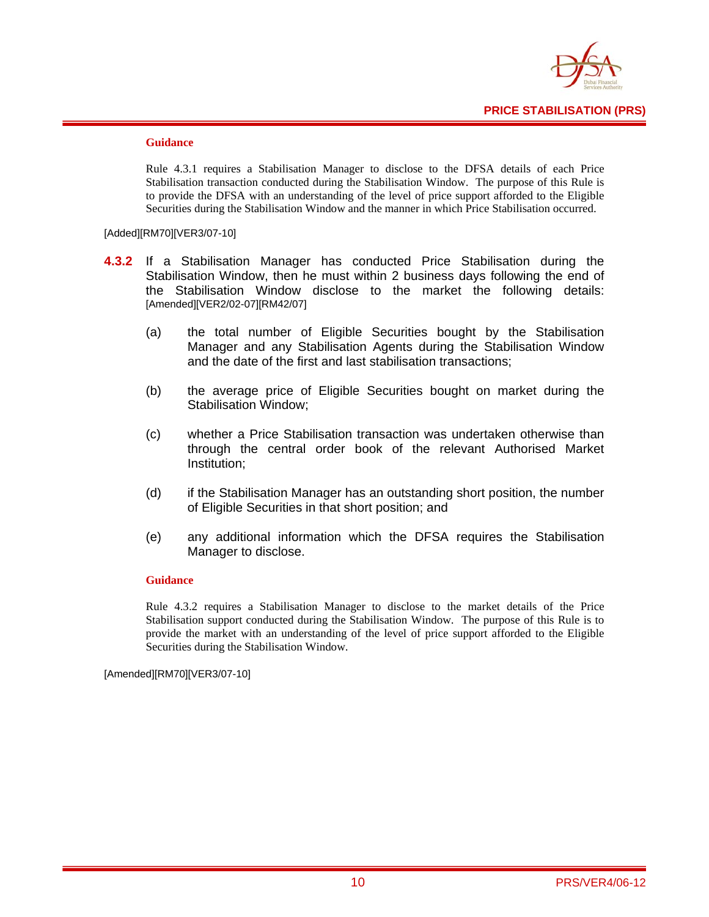**Guidance**

Rule 4.3.1 requires a Stabilisation Manager to disclose to the DFSA details of each Price Stabilisation transaction conducted during the Stabilisation Window. The purpose of this Rule is to provide the DFSA with an understanding of the level of price support afforded to the Eligible Securities during the Stabilisation Window and the manner in which Price Stabilisation occurred.

[Added][RM70][VER3/07-10]

**4.3.2** If a Stabilisation Manager has conducted Price Stabilisation during the Stabilisation Window, then he must within 2 business days following the end of the Stabilisation Window disclose to the market the following details: [Amended][VER2/02-07][RM42/07]

(a) the total number of Eligible Securities bought by the Stabilisation Manager and any Stabilisation Agents during the Stabilisation Window and the date of the first and last stabilisation transactions;

(b) the average price of Eligible Securities bought on market during the Stabilisation Window;

(c) whether a Price Stabilisation transaction was undertaken otherwise than through the central order book of the relevant Authorised Market Institution;

(d) if the Stabilisation Manager has an outstanding short position, the number of Eligible Securities in that short position; and

(e) any additional information which the DFSA requires the Stabilisation Manager to disclose.

**Guidance**

Rule 4.3.2 requires a Stabilisation Manager to disclose to the market details of the Price Stabilisation support conducted during the Stabilisation Window. The purpose of this Rule is to provide the market with an understanding of the level of price support afforded to the Eligible Securities during the Stabilisation Window.

[Amended][RM70][VER3/07-10]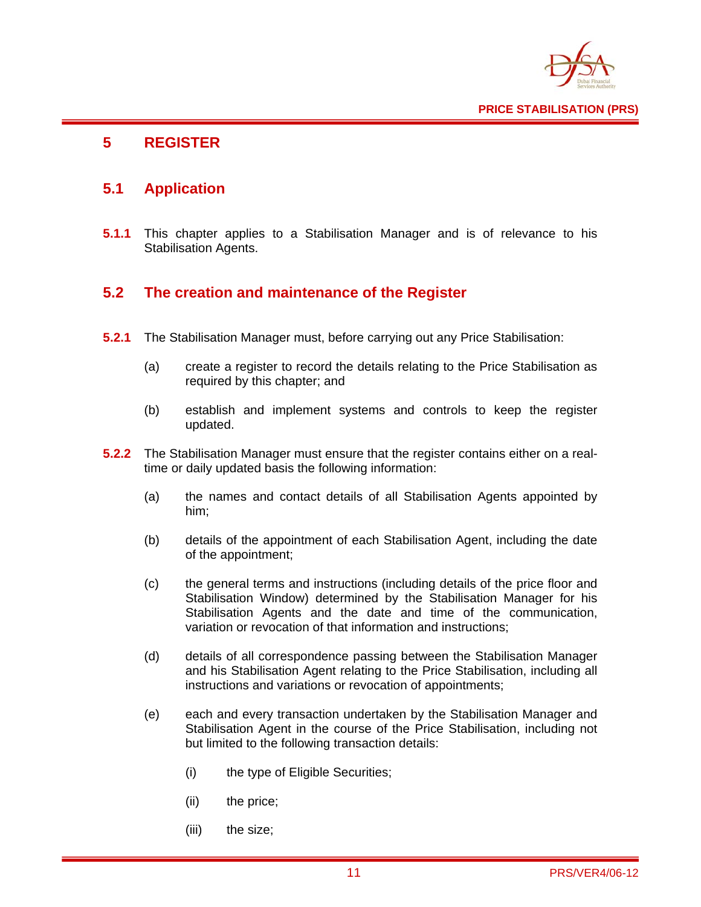# 5 REGISTER

## 5.1 Application

**5.1.1** This chapter applies to a Stabilisation Manager and is of relevance to his Stabilisation Agents.

## 5.2 The creation and maintenance of the Register

**5.2.1** The Stabilisation Manager must, before carrying out any Price Stabilisation:

(a) create a register to record the details relating to the Price Stabilisation as required by this chapter; and

(b) establish and implement systems and controls to keep the register updated.

**5.2.2** The Stabilisation Manager must ensure that the register contains either on a real-time or daily updated basis the following information:

(a) the names and contact details of all Stabilisation Agents appointed by him;

(b) details of the appointment of each Stabilisation Agent, including the date of the appointment;

(c) the general terms and instructions (including details of the price floor and Stabilisation Window) determined by the Stabilisation Manager for his Stabilisation Agents and the date and time of the communication, variation or revocation of that information and instructions;

(d) details of all correspondence passing between the Stabilisation Manager and his Stabilisation Agent relating to the Price Stabilisation, including all instructions and variations or revocation of appointments;

(e) each and every transaction undertaken by the Stabilisation Manager and Stabilisation Agent in the course of the Price Stabilisation, including not but limited to the following transaction details:

(i) the type of Eligible Securities;

(ii) the price;

(iii) the size;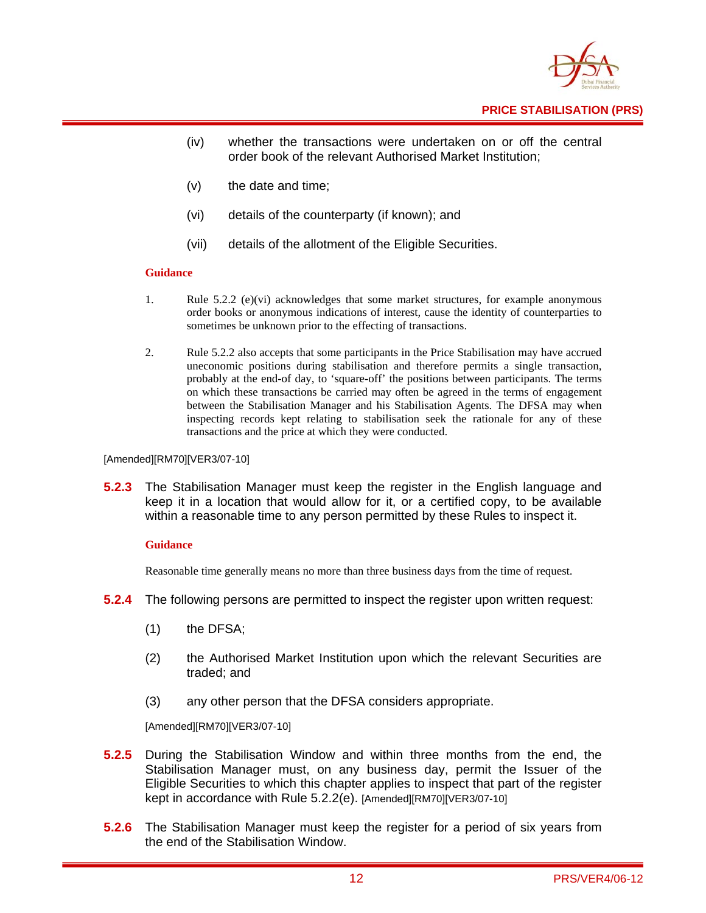(iv) whether the transactions were undertaken on or off the central order book of the relevant Authorised Market Institution;

(v) the date and time;

(vi) details of the counterparty (if known); and

(vii) details of the allotment of the Eligible Securities.

**Guidance**

1. Rule 5.2.2 (e)(vi) acknowledges that some market structures, for example anonymous order books or anonymous indications of interest, cause the identity of counterparties to sometimes be unknown prior to the effecting of transactions.

2. Rule 5.2.2 also accepts that some participants in the Price Stabilisation may have accrued uneconomic positions during stabilisation and therefore permits a single transaction, probably at the end-of day, to 'square-off' the positions between participants. The terms on which these transactions be carried may often be agreed in the terms of engagement between the Stabilisation Manager and his Stabilisation Agents. The DFSA may when inspecting records kept relating to stabilisation seek the rationale for any of these transactions and the price at which they were conducted.

[Amended][RM70][VER3/07-10]

**5.2.3** The Stabilisation Manager must keep the register in the English language and keep it in a location that would allow for it, or a certified copy, to be available within a reasonable time to any person permitted by these Rules to inspect it.

**Guidance**

Reasonable time generally means no more than three business days from the time of request.

**5.2.4** The following persons are permitted to inspect the register upon written request:

(1) the DFSA;

(2) the Authorised Market Institution upon which the relevant Securities are traded; and

(3) any other person that the DFSA considers appropriate.

[Amended][RM70][VER3/07-10]

**5.2.5** During the Stabilisation Window and within three months from the end, the Stabilisation Manager must, on any business day, permit the Issuer of the Eligible Securities to which this chapter applies to inspect that part of the register kept in accordance with Rule 5.2.2(e). [Amended][RM70][VER3/07-10]

**5.2.6** The Stabilisation Manager must keep the register for a period of six years from the end of the Stabilisation Window.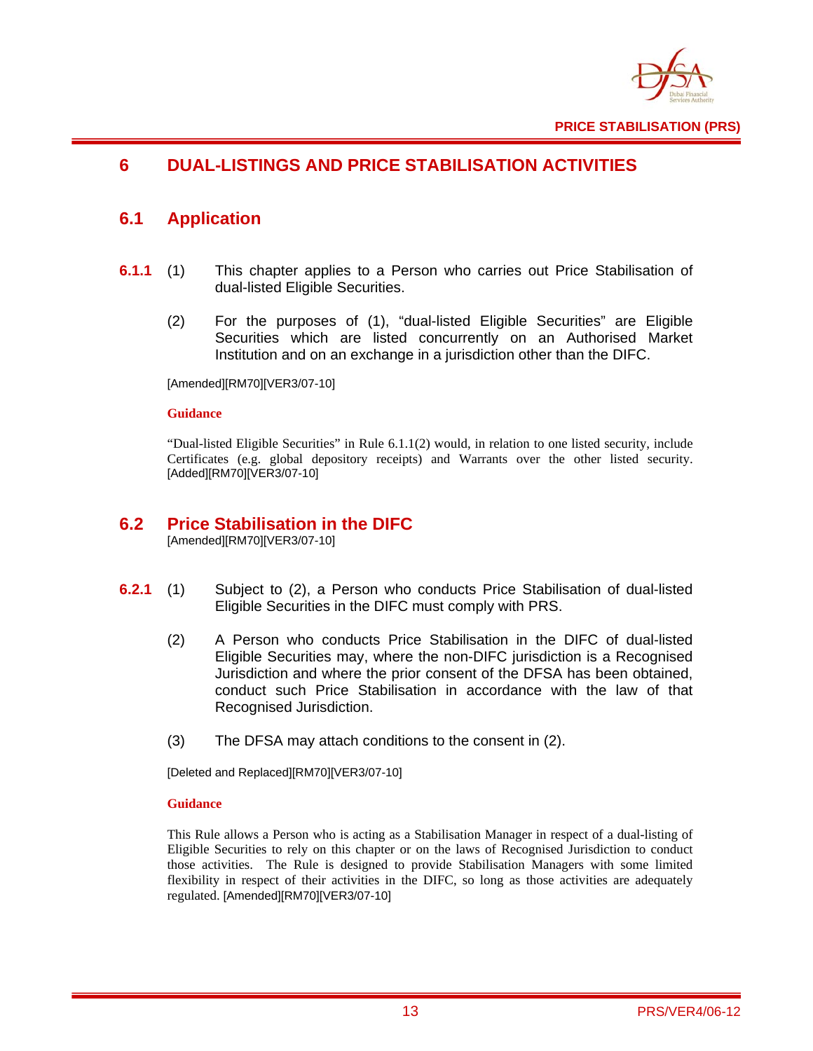# 6 DUAL-LISTINGS AND PRICE STABILISATION ACTIVITIES

## 6.1 Application

**6.1.1** (1) This chapter applies to a Person who carries out Price Stabilisation of dual-listed Eligible Securities.

(2) For the purposes of (1), "dual-listed Eligible Securities" are Eligible Securities which are listed concurrently on an Authorised Market Institution and on an exchange in a jurisdiction other than the DIFC.

[Amended][RM70][VER3/07-10]

**Guidance**

"Dual-listed Eligible Securities" in Rule 6.1.1(2) would, in relation to one listed security, include Certificates (e.g. global depository receipts) and Warrants over the other listed security. [Added][RM70][VER3/07-10]

## 6.2 Price Stabilisation in the DIFC

[Amended][RM70][VER3/07-10]

**6.2.1** (1) Subject to (2), a Person who conducts Price Stabilisation of dual-listed Eligible Securities in the DIFC must comply with PRS.

(2) A Person who conducts Price Stabilisation in the DIFC of dual-listed Eligible Securities may, where the non-DIFC jurisdiction is a Recognised Jurisdiction and where the prior consent of the DFSA has been obtained, conduct such Price Stabilisation in accordance with the law of that Recognised Jurisdiction.

(3) The DFSA may attach conditions to the consent in (2).

[Deleted and Replaced][RM70][VER3/07-10]

**Guidance**

This Rule allows a Person who is acting as a Stabilisation Manager in respect of a dual-listing of Eligible Securities to rely on this chapter or on the laws of Recognised Jurisdiction to conduct those activities. The Rule is designed to provide Stabilisation Managers with some limited flexibility in respect of their activities in the DIFC, so long as those activities are adequately regulated. [Amended][RM70][VER3/07-10]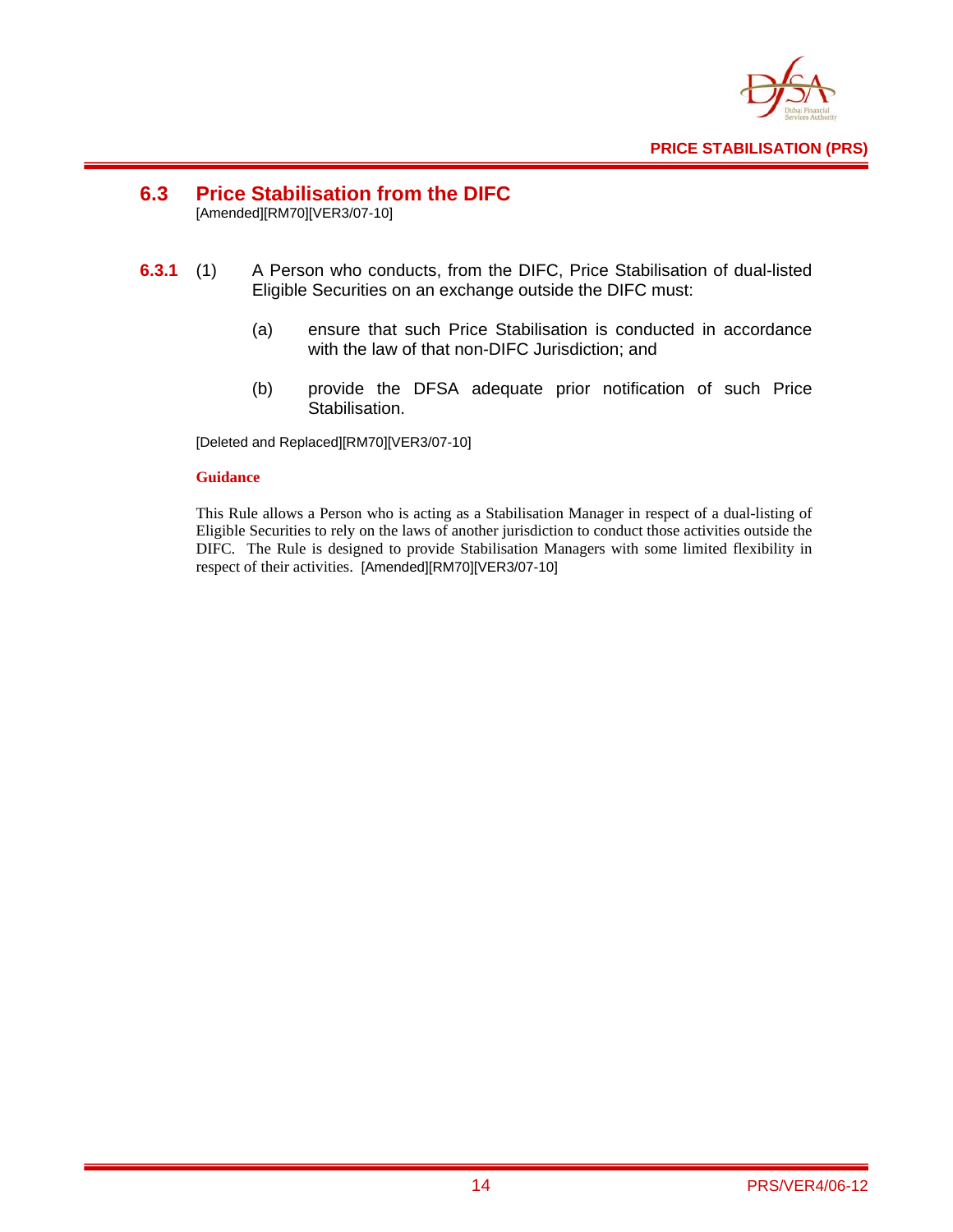## 6.3 Price Stabilisation from the DIFC

[Amended][RM70][VER3/07-10]

**6.3.1** (1) A Person who conducts, from the DIFC, Price Stabilisation of dual-listed Eligible Securities on an exchange outside the DIFC must:

(a) ensure that such Price Stabilisation is conducted in accordance with the law of that non-DIFC Jurisdiction; and

(b) provide the DFSA adequate prior notification of such Price Stabilisation.

[Deleted and Replaced][RM70][VER3/07-10]

**Guidance**

This Rule allows a Person who is acting as a Stabilisation Manager in respect of a dual-listing of Eligible Securities to rely on the laws of another jurisdiction to conduct those activities outside the DIFC. The Rule is designed to provide Stabilisation Managers with some limited flexibility in respect of their activities. [Amended][RM70][VER3/07-10]